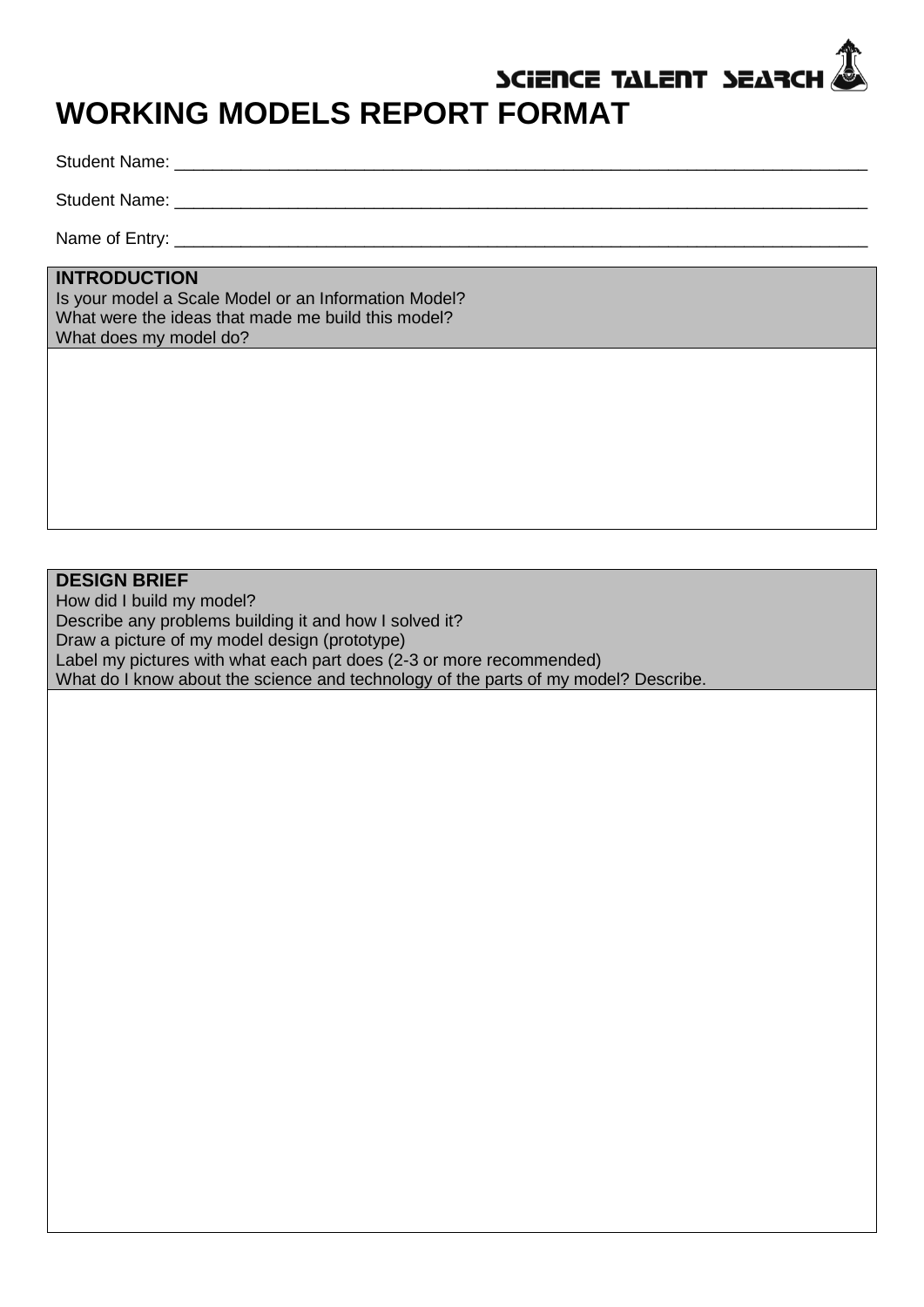SCIENCE TALENT SEARCH

# WORKING MODELS REPORT FORMAT

Student Name: ____________________________________________________________________________

Student Name: ____________________________________________________________________________

Name of Entry: ___________________________________________________________________________

| **INTRODUCTION**<br>Is your model a Scale Model or an Information Model?<br>What were the ideas that made me build this model?<br>What does my model do? |
|---|
| |

| **DESIGN BRIEF**<br>How did I build my model?<br>Describe any problems building it and how I solved it?<br>Draw a picture of my model design (prototype)<br>Label my pictures with what each part does (2-3 or more recommended)<br>What do I know about the science and technology of the parts of my model? Describe. |
|---|
| |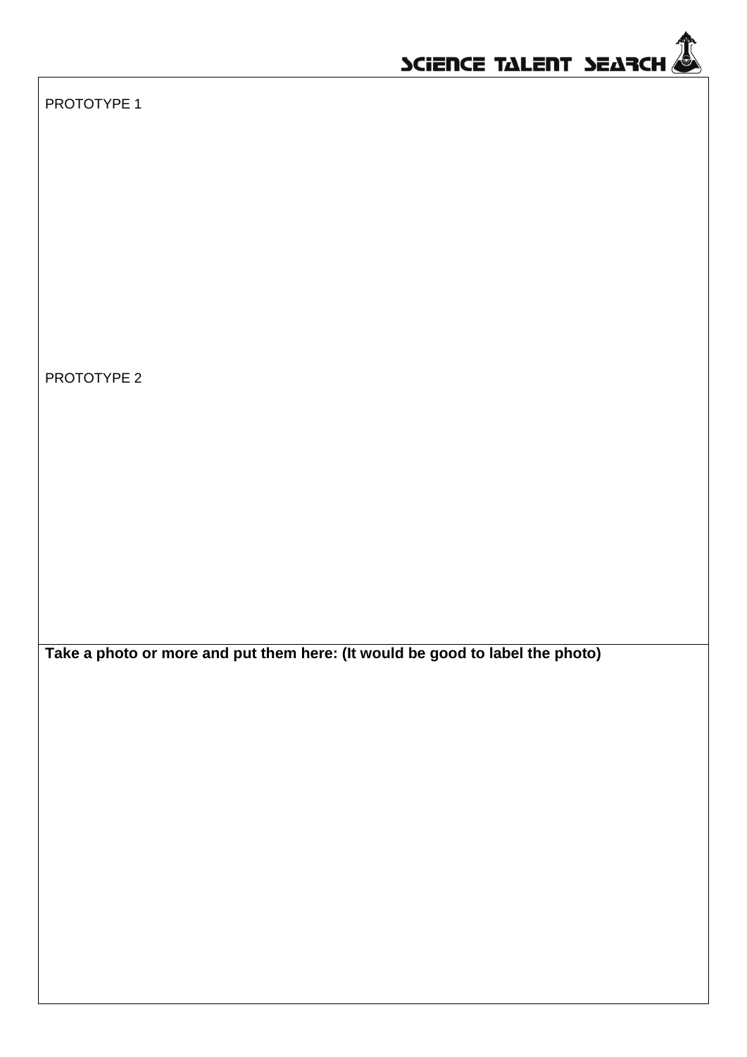PROTOTYPE 1

PROTOTYPE 2

**Take a photo or more and put them here: (It would be good to label the photo)**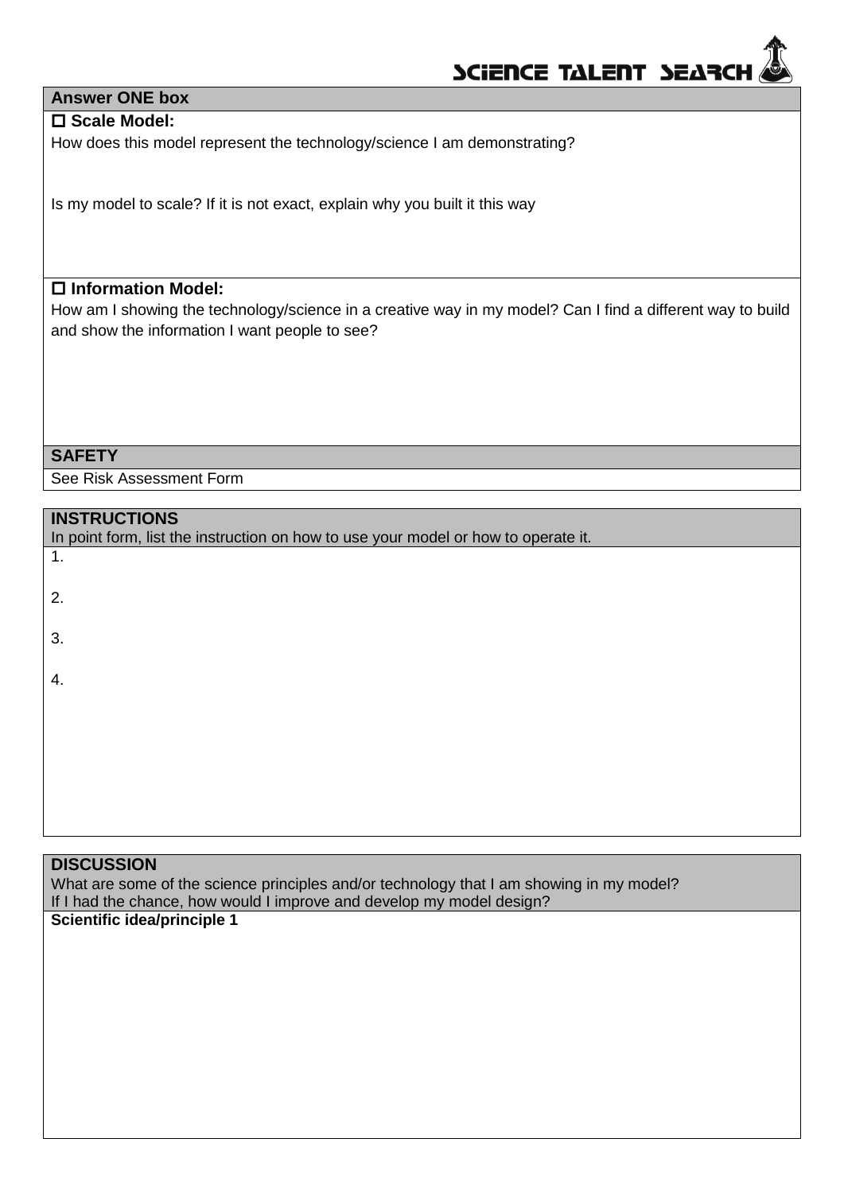**Answer ONE box**

☐ **Scale Model:**

How does this model represent the technology/science I am demonstrating?

Is my model to scale? If it is not exact, explain why you built it this way

☐ **Information Model:**

How am I showing the technology/science in a creative way in my model? Can I find a different way to build and show the information I want people to see?

**SAFETY**

See Risk Assessment Form

**INSTRUCTIONS**

In point form, list the instruction on how to use your model or how to operate it.

1.

2.

3.

4.

**DISCUSSION**

What are some of the science principles and/or technology that I am showing in my model?
If I had the chance, how would I improve and develop my model design?

**Scientific idea/principle 1**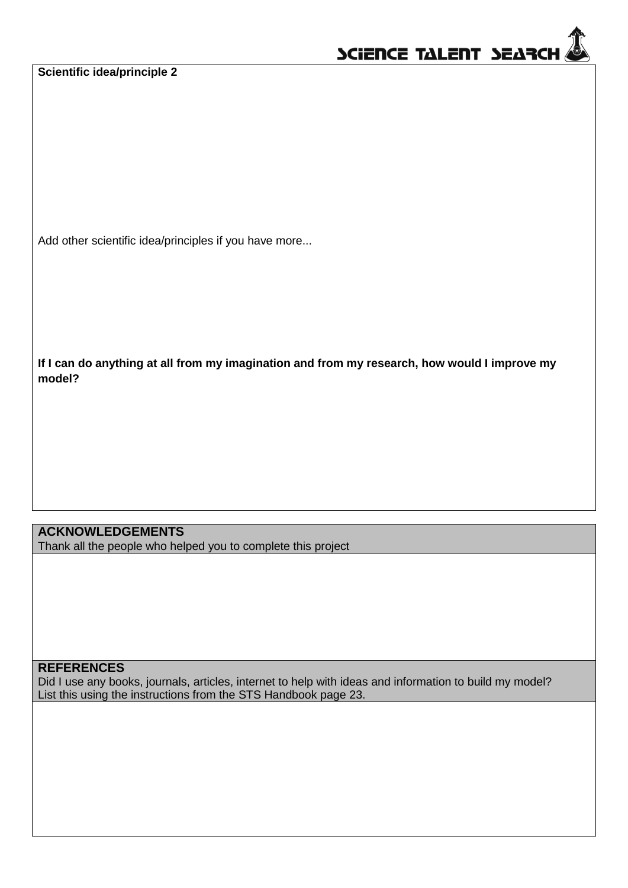**Scientific idea/principle 2**

Add other scientific idea/principles if you have more...

**If I can do anything at all from my imagination and from my research, how would I improve my model?**

## ACKNOWLEDGEMENTS

Thank all the people who helped you to complete this project

## REFERENCES

Did I use any books, journals, articles, internet to help with ideas and information to build my model?
List this using the instructions from the STS Handbook page 23.